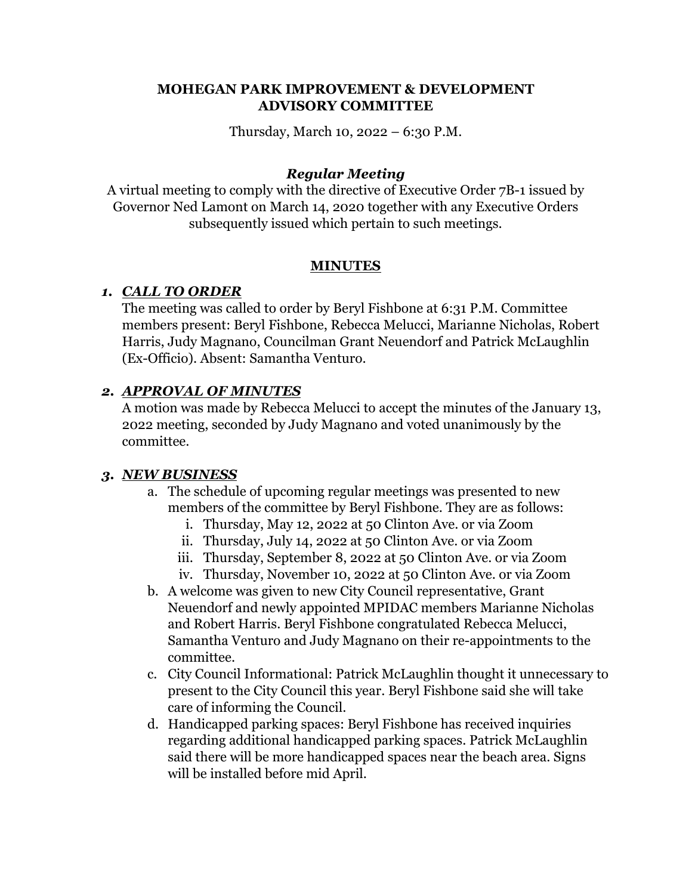**MOHEGAN PARK IMPROVEMENT & DEVELOPMENT ADVISORY COMMITTEE**

Thursday, March 10, 2022 – 6:30 P.M.

***Regular Meeting***

A virtual meeting to comply with the directive of Executive Order 7B-1 issued by Governor Ned Lamont on March 14, 2020 together with any Executive Orders subsequently issued which pertain to such meetings.

## MINUTES

### 1. ***CALL TO ORDER***

The meeting was called to order by Beryl Fishbone at 6:31 P.M. Committee members present: Beryl Fishbone, Rebecca Melucci, Marianne Nicholas, Robert Harris, Judy Magnano, Councilman Grant Neuendorf and Patrick McLaughlin (Ex-Officio). Absent: Samantha Venturo.

### 2. ***APPROVAL OF MINUTES***

A motion was made by Rebecca Melucci to accept the minutes of the January 13, 2022 meeting, seconded by Judy Magnano and voted unanimously by the committee.

### 3. ***NEW BUSINESS***

a. The schedule of upcoming regular meetings was presented to new members of the committee by Beryl Fishbone. They are as follows:
   i. Thursday, May 12, 2022 at 50 Clinton Ave. or via Zoom
   ii. Thursday, July 14, 2022 at 50 Clinton Ave. or via Zoom
   iii. Thursday, September 8, 2022 at 50 Clinton Ave. or via Zoom
   iv. Thursday, November 10, 2022 at 50 Clinton Ave. or via Zoom

b. A welcome was given to new City Council representative, Grant Neuendorf and newly appointed MPIDAC members Marianne Nicholas and Robert Harris. Beryl Fishbone congratulated Rebecca Melucci, Samantha Venturo and Judy Magnano on their re-appointments to the committee.

c. City Council Informational: Patrick McLaughlin thought it unnecessary to present to the City Council this year. Beryl Fishbone said she will take care of informing the Council.

d. Handicapped parking spaces: Beryl Fishbone has received inquiries regarding additional handicapped parking spaces. Patrick McLaughlin said there will be more handicapped spaces near the beach area. Signs will be installed before mid April.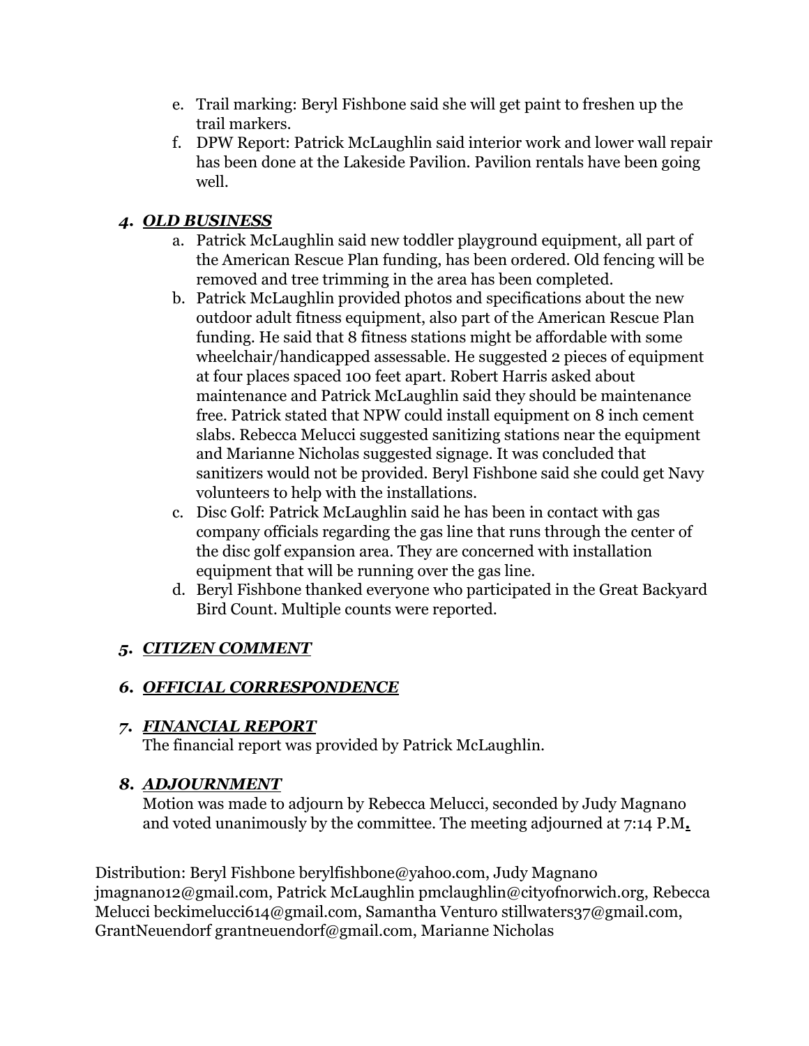e. Trail marking: Beryl Fishbone said she will get paint to freshen up the trail markers.
f. DPW Report: Patrick McLaughlin said interior work and lower wall repair has been done at the Lakeside Pavilion. Pavilion rentals have been going well.

### 4. ***OLD BUSINESS***

a. Patrick McLaughlin said new toddler playground equipment, all part of the American Rescue Plan funding, has been ordered. Old fencing will be removed and tree trimming in the area has been completed.
b. Patrick McLaughlin provided photos and specifications about the new outdoor adult fitness equipment, also part of the American Rescue Plan funding. He said that 8 fitness stations might be affordable with some wheelchair/handicapped assessable. He suggested 2 pieces of equipment at four places spaced 100 feet apart. Robert Harris asked about maintenance and Patrick McLaughlin said they should be maintenance free. Patrick stated that NPW could install equipment on 8 inch cement slabs. Rebecca Melucci suggested sanitizing stations near the equipment and Marianne Nicholas suggested signage. It was concluded that sanitizers would not be provided. Beryl Fishbone said she could get Navy volunteers to help with the installations.
c. Disc Golf: Patrick McLaughlin said he has been in contact with gas company officials regarding the gas line that runs through the center of the disc golf expansion area. They are concerned with installation equipment that will be running over the gas line.
d. Beryl Fishbone thanked everyone who participated in the Great Backyard Bird Count. Multiple counts were reported.

### 5. ***CITIZEN COMMENT***

### 6. ***OFFICIAL CORRESPONDENCE***

### 7. ***FINANCIAL REPORT***

The financial report was provided by Patrick McLaughlin.

### 8. ***ADJOURNMENT***

Motion was made to adjourn by Rebecca Melucci, seconded by Judy Magnano and voted unanimously by the committee. The meeting adjourned at 7:14 P.M**.**

Distribution: Beryl Fishbone berylfishbone@yahoo.com, Judy Magnano jmagnano12@gmail.com, Patrick McLaughlin pmclaughlin@cityofnorwich.org, Rebecca Melucci beckimelucci614@gmail.com, Samantha Venturo stillwaters37@gmail.com, GrantNeuendorf grantneuendorf@gmail.com, Marianne Nicholas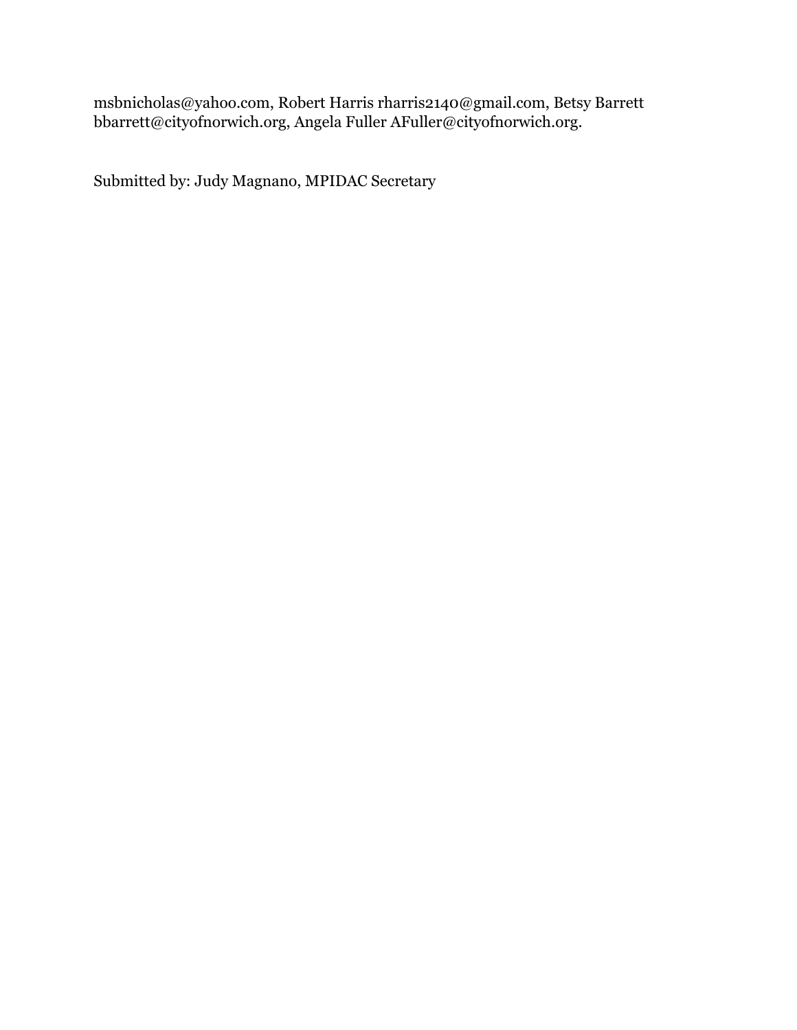msbnicholas@yahoo.com, Robert Harris rharris2140@gmail.com, Betsy Barrett bbarrett@cityofnorwich.org, Angela Fuller AFuller@cityofnorwich.org.

Submitted by: Judy Magnano, MPIDAC Secretary